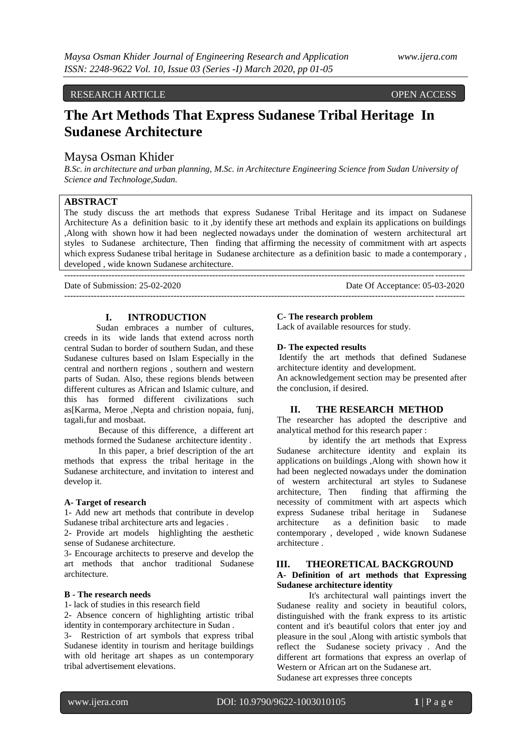RESEARCH ARTICLE OPEN ACCESS

# The Art Methods That Express Sudanese Tribal Heritage In Sudanese Architecture

## Maysa Osman Khider

*B.Sc. in architecture and urban planning, M.Sc. in Architecture Engineering Science from Sudan University of Science and Technologe,Sudan.*

**ABSTRACT**

The study discuss the art methods that express Sudanese Tribal Heritage and its impact on Sudanese Architecture As a definition basic to it ,by identify these art methods and explain its applications on buildings ,Along with shown how it had been neglected nowadays under the domination of western architectural art styles to Sudanese architecture, Then finding that affirming the necessity of commitment with art aspects which express Sudanese tribal heritage in Sudanese architecture as a definition basic to made a contemporary , developed , wide known Sudanese architecture.

---

Date of Submission: 25-02-2020 Date Of Acceptance: 05-03-2020

---

## I. INTRODUCTION

Sudan embraces a number of cultures, creeds in its wide lands that extend across north central Sudan to border of southern Sudan, and these Sudanese cultures based on Islam Especially in the central and northern regions , southern and western parts of Sudan. Also, these regions blends between different cultures as African and Islamic culture, and this has formed different civilizations such as[Karma, Meroe ,Nepta and christion nopaia, funj, tagali,fur and mosbaat.

Because of this difference, a different art methods formed the Sudanese architecture identity .

In this paper, a brief description of the art methods that express the tribal heritage in the Sudanese architecture, and invitation to interest and develop it.

**A- Target of research**

1- Add new art methods that contribute in develop Sudanese tribal architecture arts and legacies .

2- Provide art models highlighting the aesthetic sense of Sudanese architecture.

3- Encourage architects to preserve and develop the art methods that anchor traditional Sudanese architecture.

**B - The research needs**

1- lack of studies in this research field

2- Absence concern of highlighting artistic tribal identity in contemporary architecture in Sudan .

3- Restriction of art symbols that express tribal Sudanese identity in tourism and heritage buildings with old heritage art shapes as un contemporary tribal advertisement elevations.

**C- The research problem**

Lack of available resources for study.

**D- The expected results**

Identify the art methods that defined Sudanese architecture identity and development.

An acknowledgement section may be presented after the conclusion, if desired.

## II. THE RESEARCH METHOD

The researcher has adopted the descriptive and analytical method for this research paper :

by identify the art methods that Express Sudanese architecture identity and explain its applications on buildings ,Along with shown how it had been neglected nowadays under the domination of western architectural art styles to Sudanese architecture, Then finding that affirming the necessity of commitment with art aspects which express Sudanese tribal heritage in Sudanese architecture as a definition basic to made contemporary , developed , wide known Sudanese architecture .

## III. THEORETICAL BACKGROUND

### A- Definition of art methods that Expressing Sudanese architecture identity

It's architectural wall paintings invert the Sudanese reality and society in beautiful colors, distinguished with the frank express to its artistic content and it's beautiful colors that enter joy and pleasure in the soul ,Along with artistic symbols that reflect the Sudanese society privacy . And the different art formations that express an overlap of Western or African art on the Sudanese art.

Sudanese art expresses three concepts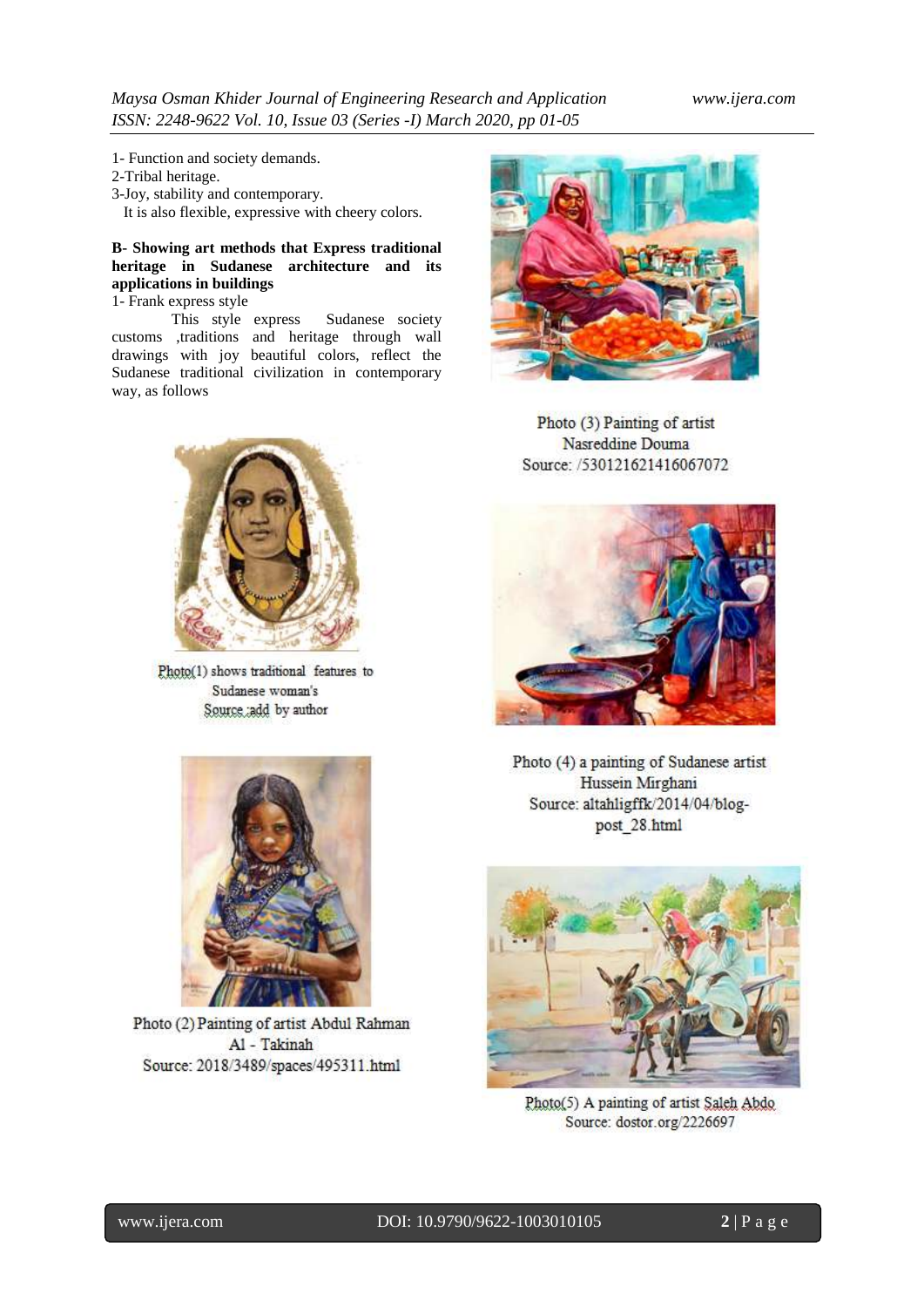1- Function and society demands.
2-Tribal heritage.
3-Joy, stability and contemporary.
It is also flexible, expressive with cheery colors.

**B- Showing art methods that Express traditional heritage in Sudanese architecture and its applications in buildings**

1- Frank express style

This style express Sudanese society customs ,traditions and heritage through wall drawings with joy beautiful colors, reflect the Sudanese traditional civilization in contemporary way, as follows

Photo(1) shows traditional features to Sudanese woman's
Source :add by author

Photo (2) Painting of artist Abdul Rahman Al - Takinah
Source: 2018/3489/spaces/495311.html

Photo (3) Painting of artist Nasreddine Douma
Source: /530121621416067072

Photo (4) a painting of Sudanese artist Hussein Mirghani
Source: altahligffk/2014/04/blog-post_28.html

Photo(5) A painting of artist Saleh Abdo
Source: dostor.org/2226697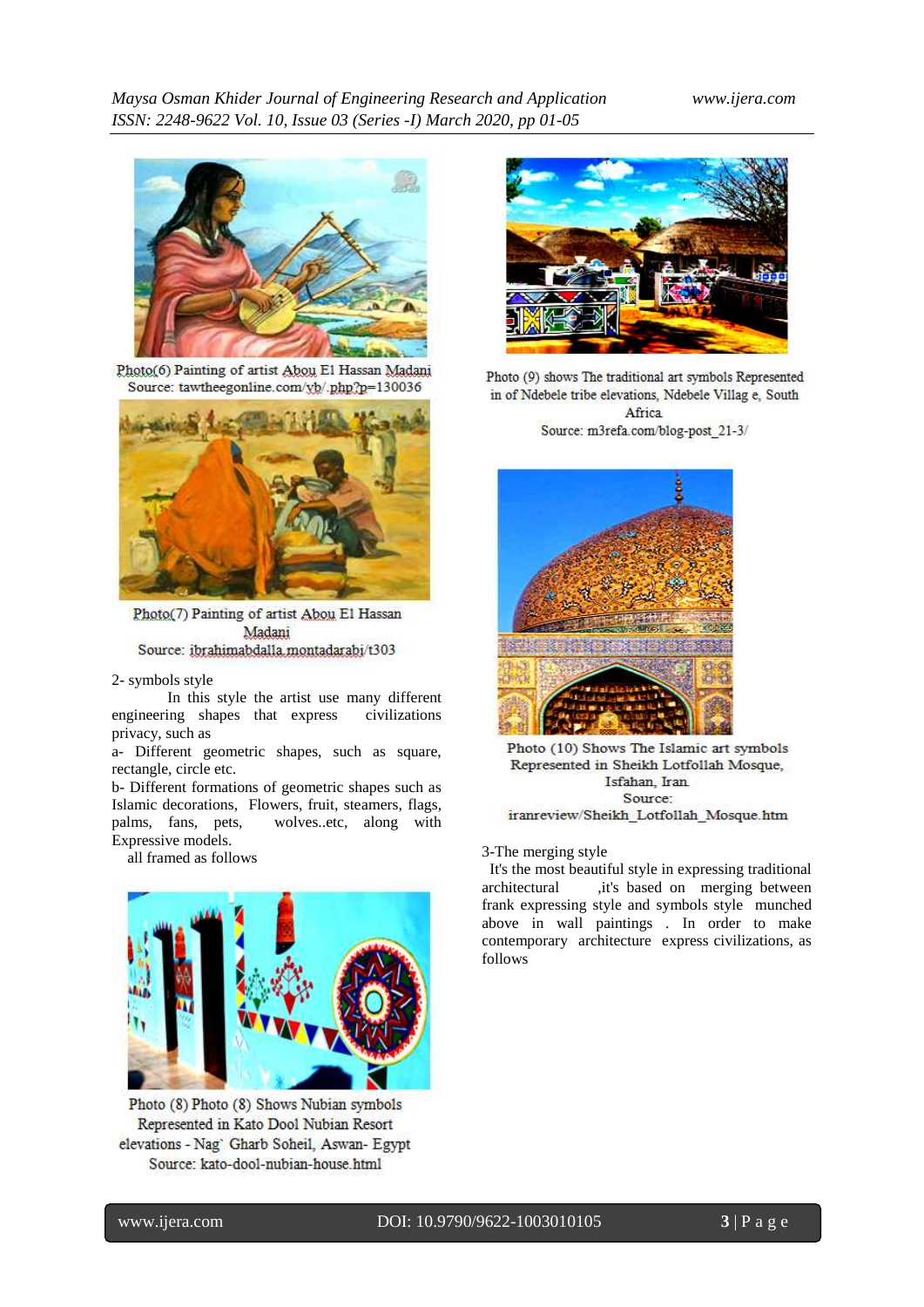Photo(6) Painting of artist Abou El Hassan Madani
Source: tawtheegonline.com/vb/.php?p=130036

Photo(7) Painting of artist Abou El Hassan Madani
Source: ibrahimabdalla.montadarabi/t303

2- symbols style

In this style the artist use many different engineering shapes that express civilizations privacy, such as

a- Different geometric shapes, such as square, rectangle, circle etc.

b- Different formations of geometric shapes such as Islamic decorations, Flowers, fruit, steamers, flags, palms, fans, pets, wolves..etc, along with Expressive models.

all framed as follows

Photo (8) Photo (8) Shows Nubian symbols Represented in Kato Dool Nubian Resort elevations - Nag` Gharb Soheil, Aswan- Egypt
Source: kato-dool-nubian-house.html

Photo (9) shows The traditional art symbols Represented in of Ndebele tribe elevations, Ndebele Villag e, South Africa
Source: m3refa.com/blog-post_21-3/

Photo (10) Shows The Islamic art symbols Represented in Sheikh Lotfollah Mosque, Isfahan, Iran
Source: iranreview/Sheikh_Lotfollah_Mosque.htm

3-The merging style

It's the most beautiful style in expressing traditional architectural ,it's based on merging between frank expressing style and symbols style munched above in wall paintings . In order to make contemporary architecture express civilizations, as follows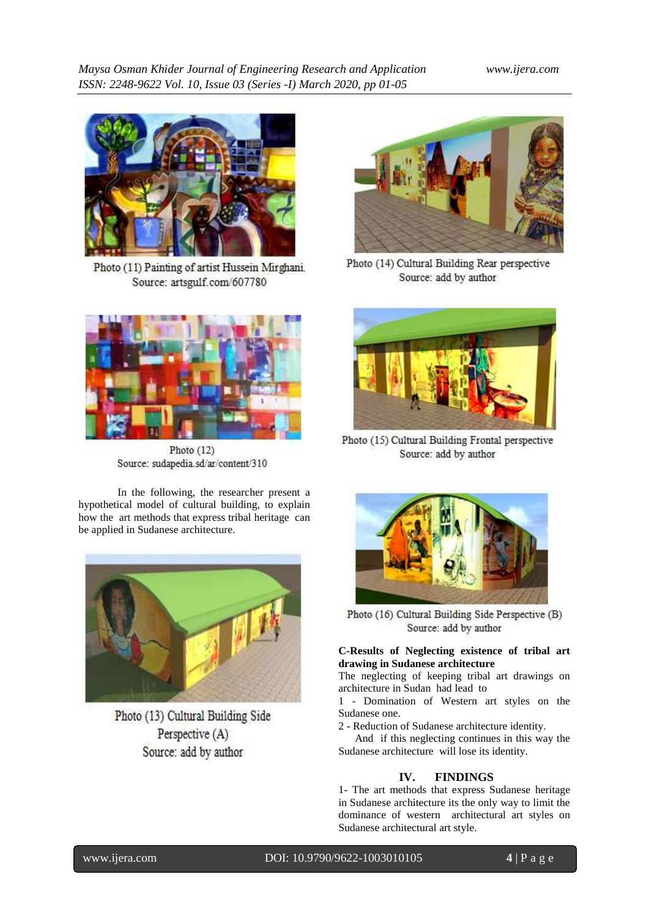Photo (11) Painting of artist Hussein Mirghani.
Source: artsgulf.com/607780

Photo (12)
Source: sudapedia.sd/ar/content/310

In the following, the researcher present a hypothetical model of cultural building, to explain how the art methods that express tribal heritage can be applied in Sudanese architecture.

Photo (13) Cultural Building Side Perspective (A)
Source: add by author

Photo (14) Cultural Building Rear perspective
Source: add by author

Photo (15) Cultural Building Frontal perspective
Source: add by author

Photo (16) Cultural Building Side Perspective (B)
Source: add by author

**C-Results of Neglecting existence of tribal art drawing in Sudanese architecture**

The neglecting of keeping tribal art drawings on architecture in Sudan had lead to

1 - Domination of Western art styles on the Sudanese one.

2 - Reduction of Sudanese architecture identity.

And if this neglecting continues in this way the Sudanese architecture will lose its identity.

## IV. FINDINGS

1- The art methods that express Sudanese heritage in Sudanese architecture its the only way to limit the dominance of western architectural art styles on Sudanese architectural art style.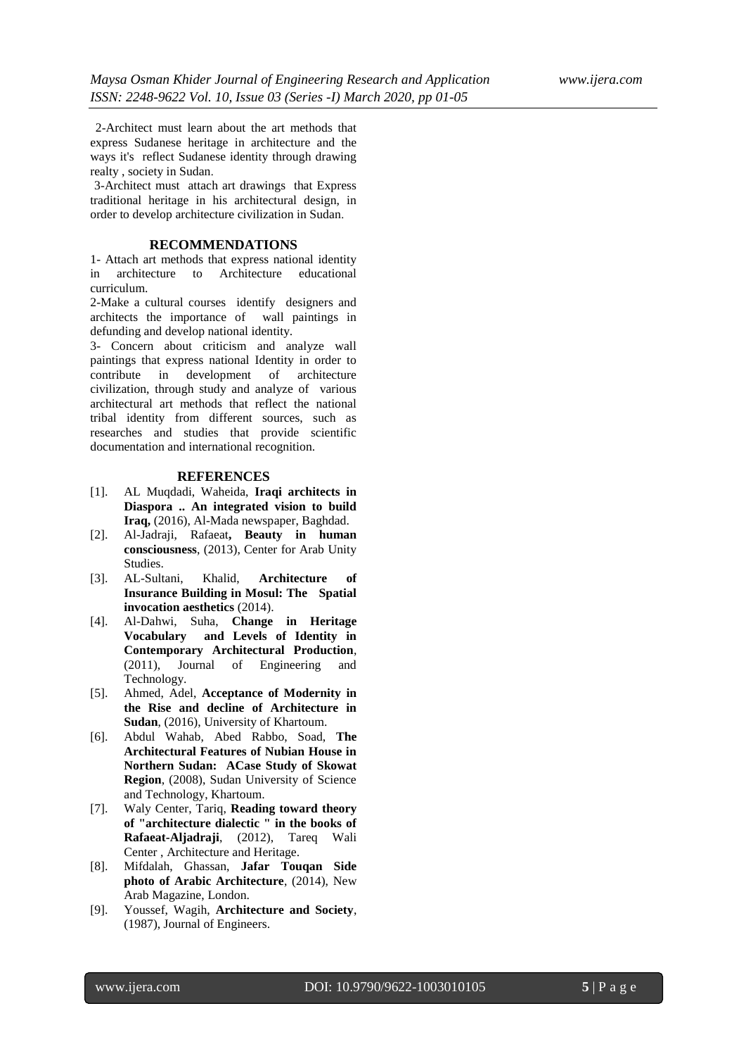2-Architect must learn about the art methods that express Sudanese heritage in architecture and the ways it's reflect Sudanese identity through drawing realty , society in Sudan.

3-Architect must attach art drawings that Express traditional heritage in his architectural design, in order to develop architecture civilization in Sudan.

## RECOMMENDATIONS

1- Attach art methods that express national identity in architecture to Architecture educational curriculum.

2-Make a cultural courses identify designers and architects the importance of wall paintings in defunding and develop national identity.

3- Concern about criticism and analyze wall paintings that express national Identity in order to contribute in development of architecture civilization, through study and analyze of various architectural art methods that reflect the national tribal identity from different sources, such as researches and studies that provide scientific documentation and international recognition.

## REFERENCES

[1]. AL Muqdadi, Waheida, **Iraqi architects in Diaspora .. An integrated vision to build Iraq,** (2016), Al-Mada newspaper, Baghdad.

[2]. Al-Jadraji, Rafaeat**, Beauty in human consciousness**, (2013), Center for Arab Unity Studies.

[3]. AL-Sultani, Khalid, **Architecture of Insurance Building in Mosul: The Spatial invocation aesthetics** (2014).

[4]. Al-Dahwi, Suha, **Change in Heritage Vocabulary and Levels of Identity in Contemporary Architectural Production**, (2011), Journal of Engineering and Technology.

[5]. Ahmed, Adel, **Acceptance of Modernity in the Rise and decline of Architecture in Sudan**, (2016), University of Khartoum.

[6]. Abdul Wahab, Abed Rabbo, Soad, **The Architectural Features of Nubian House in Northern Sudan: ACase Study of Skowat Region**, (2008), Sudan University of Science and Technology, Khartoum.

[7]. Waly Center, Tariq, **Reading toward theory of "architecture dialectic " in the books of Rafaeat-Aljadraji**, (2012), Tareq Wali Center , Architecture and Heritage.

[8]. Mifdalah, Ghassan, **Jafar Touqan Side photo of Arabic Architecture**, (2014), New Arab Magazine, London.

[9]. Youssef, Wagih, **Architecture and Society**, (1987), Journal of Engineers.